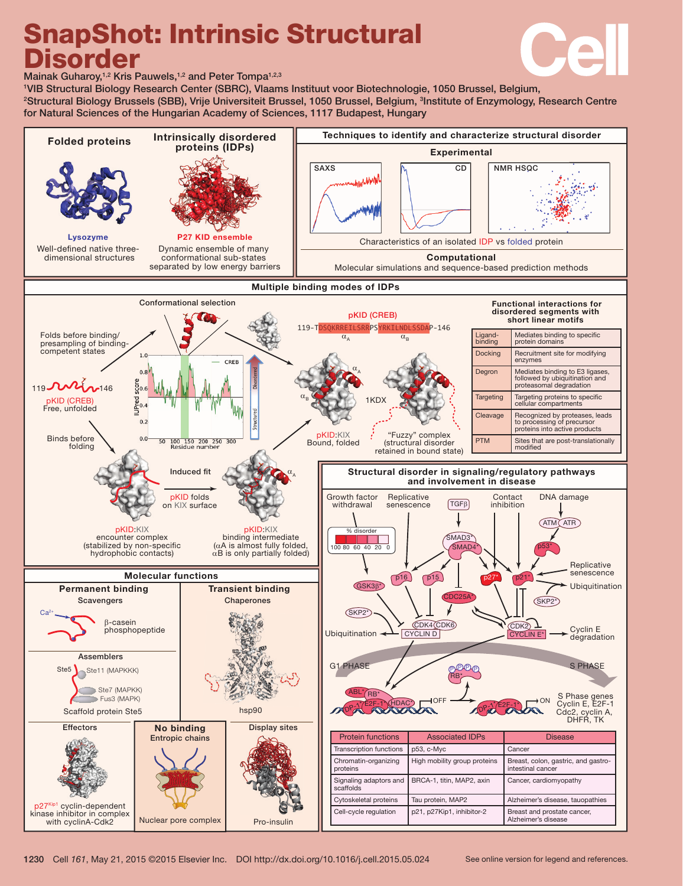# SnapShot: Intrinsic Structural Disorder

Mainak Guharoy,[1,2] Kris Pauwels,[1,2] and Peter Tompa[1,2,3]

[1]VIB Structural Biology Research Center (SBRC), Vlaams Instituut voor Biotechnologie, 1050 Brussel, Belgium,
[2]Structural Biology Brussels (SBB), Vrije Universiteit Brussel, 1050 Brussel, Belgium, [3]Institute of Enzymology, Research Centre for Natural Sciences of the Hungarian Academy of Sciences, 1117 Budapest, Hungary

## Folded proteins

**Lysozyme**

Well-defined native three-dimensional structures

## Intrinsically disordered proteins (IDPs)

**P27 KID ensemble**

Dynamic ensemble of many conformational sub-states separated by low energy barriers

## Techniques to identify and characterize structural disorder

### Experimental

SAXS | CD | NMR HSQC

Characteristics of an isolated IDP vs folded protein

### Computational

Molecular simulations and sequence-based prediction methods

## Multiple binding modes of IDPs

Conformational selection

Folds before binding/ presampling of binding-competent states

119–146 pKID (CREB) Free, unfolded

pKID (CREB): 119-TDSQKRREILSRRPSYRKILNDLSSDAP-146 ($\alpha_A$, $\alpha_B$)

IUPred score vs Residue number (CREB); Disordered / Structured

pKID:KIX Bound, folded — 1KDX — "Fuzzy" complex (structural disorder retained in bound state)

Binds before folding

Induced fit — pKID folds on KIX surface

pKID:KIX encounter complex (stabilized by non-specific hydrophobic contacts)

pKID:KIX binding intermediate ($\alpha$A is almost fully folded, $\alpha$B is only partially folded)

### Functional interactions for disordered segments with short linear motifs

| | |
|---|---|
| Ligand-binding | Mediates binding to specific protein domains |
| Docking | Recruitment site for modifying enzymes |
| Degron | Mediates binding to E3 ligases, followed by ubiquitination and proteasomal degradation |
| Targeting | Targeting proteins to specific cellular compartments |
| Cleavage | Recognized by proteases, leads to processing of precursor proteins into active products |
| PTM | Sites that are post-translationally modified |

## Molecular functions

### Permanent binding

**Scavengers**

$Ca^{2+}$ — β-casein phosphopeptide

**Assemblers**

Ste5 — Ste11 (MAPKKK), Ste7 (MAPKK), Fus3 (MAPK)

Scaffold protein Ste5

**Effectors**

p27[Kip1] cyclin-dependent kinase inhibitor in complex with cyclinA-Cdk2

### Transient binding

**Chaperones**

hsp90

**Display sites**

Pro-insulin

### No binding

**Entropic chains**

Nuclear pore complex

## Structural disorder in signaling/regulatory pathways and involvement in disease

Growth factor withdrawal; Replicative senescence; TGFβ; Contact inhibition; DNA damage; ATM, ATR; p53*; SMAD3*, SMAD4*; GSK3β*; p16; p15; p27*; p21*; CDC25A*; SKP2*; CDK4, CDK6, CYCLIN D; CDK2, CYCLIN E*; Ubiquitination; Cyclin E degradation; Replicative senescence; G1 PHASE; S PHASE; RB*; ABL*, DP-1*, E2F-1*, HDAC* — OFF; DP-1*, E2F-1* — ON; S Phase genes Cyclin E, E2F-1, Cdc2, cyclin A, DHFR, TK

% disorder: 100 80 60 40 20 0

| Protein functions | Associated IDPs | Disease |
|---|---|---|
| Transcription functions | p53, c-Myc | Cancer |
| Chromatin-organizing proteins | High mobility group proteins | Breast, colon, gastric, and gastro-intestinal cancer |
| Signaling adaptors and scaffolds | BRCA-1, titin, MAP2, axin | Cancer, cardiomyopathy |
| Cytoskeletal proteins | Tau protein, MAP2 | Alzheimer's disease, tauopathies |
| Cell-cycle regulation | p21, p27Kip1, inhibitor-2 | Breast and prostate cancer, Alzheimer's disease |

DOI http://dx.doi.org/10.1016/j.cell.2015.05.024

See online version for legend and references.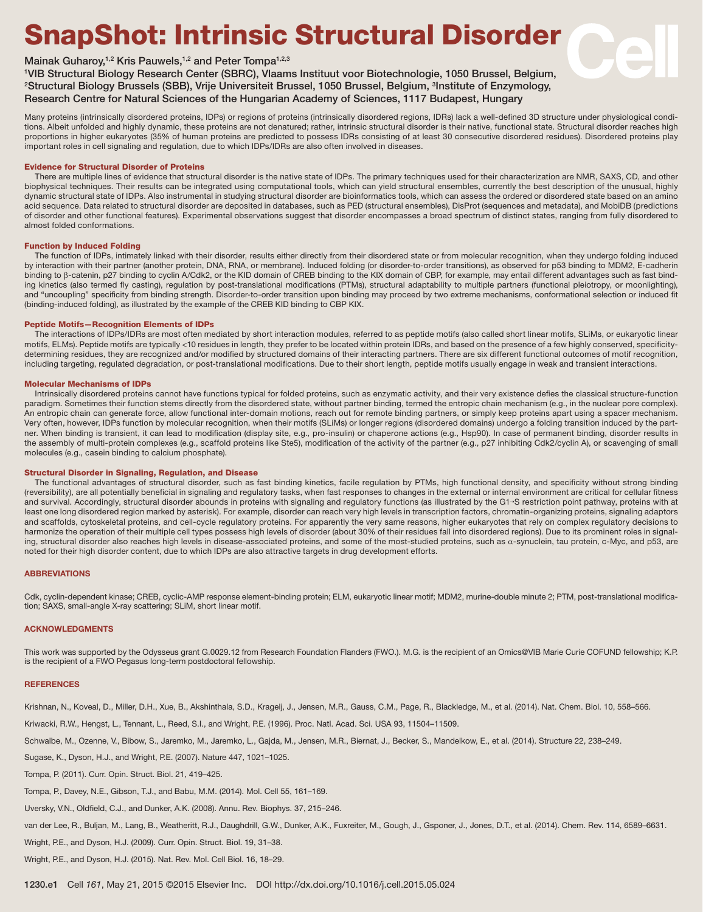# SnapShot: Intrinsic Structural Disorder

Mainak Guharoy,[1,2] Kris Pauwels,[1,2] and Peter Tompa[1,2,3]

[1]VIB Structural Biology Research Center (SBRC), Vlaams Instituut voor Biotechnologie, 1050 Brussel, Belgium, [2]Structural Biology Brussels (SBB), Vrije Universiteit Brussel, 1050 Brussel, Belgium, [3]Institute of Enzymology, Research Centre for Natural Sciences of the Hungarian Academy of Sciences, 1117 Budapest, Hungary

Many proteins (intrinsically disordered proteins, IDPs) or regions of proteins (intrinsically disordered regions, IDRs) lack a well-defined 3D structure under physiological conditions. Albeit unfolded and highly dynamic, these proteins are not denatured; rather, intrinsic structural disorder is their native, functional state. Structural disorder reaches high proportions in higher eukaryotes (35% of human proteins are predicted to possess IDRs consisting of at least 30 consecutive disordered residues). Disordered proteins play important roles in cell signaling and regulation, due to which IDPs/IDRs are also often involved in diseases.

## Evidence for Structural Disorder of Proteins

There are multiple lines of evidence that structural disorder is the native state of IDPs. The primary techniques used for their characterization are NMR, SAXS, CD, and other biophysical techniques. Their results can be integrated using computational tools, which can yield structural ensembles, currently the best description of the unusual, highly dynamic structural state of IDPs. Also instrumental in studying structural disorder are bioinformatics tools, which can assess the ordered or disordered state based on an amino acid sequence. Data related to structural disorder are deposited in databases, such as PED (structural ensembles), DisProt (sequences and metadata), and MobiDB (predictions of disorder and other functional features). Experimental observations suggest that disorder encompasses a broad spectrum of distinct states, ranging from fully disordered to almost folded conformations.

## Function by Induced Folding

The function of IDPs, intimately linked with their disorder, results either directly from their disordered state or from molecular recognition, when they undergo folding induced by interaction with their partner (another protein, DNA, RNA, or membrane). Induced folding (or disorder-to-order transitions), as observed for p53 binding to MDM2, E-cadherin binding to β-catenin, p27 binding to cyclin A/Cdk2, or the KID domain of CREB binding to the KIX domain of CBP, for example, may entail different advantages such as fast binding kinetics (also termed fly casting), regulation by post-translational modifications (PTMs), structural adaptability to multiple partners (functional pleiotropy, or moonlighting), and "uncoupling" specificity from binding strength. Disorder-to-order transition upon binding may proceed by two extreme mechanisms, conformational selection or induced fit (binding-induced folding), as illustrated by the example of the CREB KID binding to CBP KIX.

## Peptide Motifs—Recognition Elements of IDPs

The interactions of IDPs/IDRs are most often mediated by short interaction modules, referred to as peptide motifs (also called short linear motifs, SLiMs, or eukaryotic linear motifs, ELMs). Peptide motifs are typically <10 residues in length, they prefer to be located within protein IDRs, and based on the presence of a few highly conserved, specificity-determining residues, they are recognized and/or modified by structured domains of their interacting partners. There are six different functional outcomes of motif recognition, including targeting, regulated degradation, or post-translational modifications. Due to their short length, peptide motifs usually engage in weak and transient interactions.

## Molecular Mechanisms of IDPs

Intrinsically disordered proteins cannot have functions typical for folded proteins, such as enzymatic activity, and their very existence defies the classical structure-function paradigm. Sometimes their function stems directly from the disordered state, without partner binding, termed the entropic chain mechanism (e.g., in the nuclear pore complex). An entropic chain can generate force, allow functional inter-domain motions, reach out for remote binding partners, or simply keep proteins apart using a spacer mechanism. Very often, however, IDPs function by molecular recognition, when their motifs (SLiMs) or longer regions (disordered domains) undergo a folding transition induced by the partner. When binding is transient, it can lead to modification (display site, e.g., pro-insulin) or chaperone actions (e.g., Hsp90). In case of permanent binding, disorder results in the assembly of multi-protein complexes (e.g., scaffold proteins like Ste5), modification of the activity of the partner (e.g., p27 inhibiting Cdk2/cyclin A), or scavenging of small molecules (e.g., casein binding to calcium phosphate).

## Structural Disorder in Signaling, Regulation, and Disease

The functional advantages of structural disorder, such as fast binding kinetics, facile regulation by PTMs, high functional density, and specificity without strong binding (reversibility), are all potentially beneficial in signaling and regulatory tasks, when fast responses to changes in the external or internal environment are critical for cellular fitness and survival. Accordingly, structural disorder abounds in proteins with signaling and regulatory functions (as illustrated by the G1→S restriction point pathway, proteins with at least one long disordered region marked by asterisk). For example, disorder can reach very high levels in transcription factors, chromatin-organizing proteins, signaling adaptors and scaffolds, cytoskeletal proteins, and cell-cycle regulatory proteins. For apparently the very same reasons, higher eukaryotes that rely on complex regulatory decisions to harmonize the operation of their multiple cell types possess high levels of disorder (about 30% of their residues fall into disordered regions). Due to its prominent roles in signaling, structural disorder also reaches high levels in disease-associated proteins, and some of the most-studied proteins, such as α-synuclein, tau protein, c-Myc, and p53, are noted for their high disorder content, due to which IDPs are also attractive targets in drug development efforts.

## ABBREVIATIONS

Cdk, cyclin-dependent kinase; CREB, cyclic-AMP response element-binding protein; ELM, eukaryotic linear motif; MDM2, murine-double minute 2; PTM, post-translational modification; SAXS, small-angle X-ray scattering; SLiM, short linear motif.

## ACKNOWLEDGMENTS

This work was supported by the Odysseus grant G.0029.12 from Research Foundation Flanders (FWO.). M.G. is the recipient of an Omics@VIB Marie Curie COFUND fellowship; K.P. is the recipient of a FWO Pegasus long-term postdoctoral fellowship.

## REFERENCES

Krishnan, N., Koveal, D., Miller, D.H., Xue, B., Akshinthala, S.D., Kragelj, J., Jensen, M.R., Gauss, C.M., Page, R., Blackledge, M., et al. (2014). Nat. Chem. Biol. 10, 558–566.

Kriwacki, R.W., Hengst, L., Tennant, L., Reed, S.I., and Wright, P.E. (1996). Proc. Natl. Acad. Sci. USA 93, 11504–11509.

Schwalbe, M., Ozenne, V., Bibow, S., Jaremko, M., Jaremko, L., Gajda, M., Jensen, M.R., Biernat, J., Becker, S., Mandelkow, E., et al. (2014). Structure 22, 238–249.

Sugase, K., Dyson, H.J., and Wright, P.E. (2007). Nature 447, 1021–1025.

Tompa, P. (2011). Curr. Opin. Struct. Biol. 21, 419–425.

Tompa, P., Davey, N.E., Gibson, T.J., and Babu, M.M. (2014). Mol. Cell 55, 161–169.

Uversky, V.N., Oldfield, C.J., and Dunker, A.K. (2008). Annu. Rev. Biophys. 37, 215–246.

van der Lee, R., Buljan, M., Lang, B., Weatheritt, R.J., Daughdrill, G.W., Dunker, A.K., Fuxreiter, M., Gough, J., Gsponer, J., Jones, D.T., et al. (2014). Chem. Rev. 114, 6589–6631.

Wright, P.E., and Dyson, H.J. (2009). Curr. Opin. Struct. Biol. 19, 31–38.

Wright, P.E., and Dyson, H.J. (2015). Nat. Rev. Mol. Cell Biol. 16, 18–29.